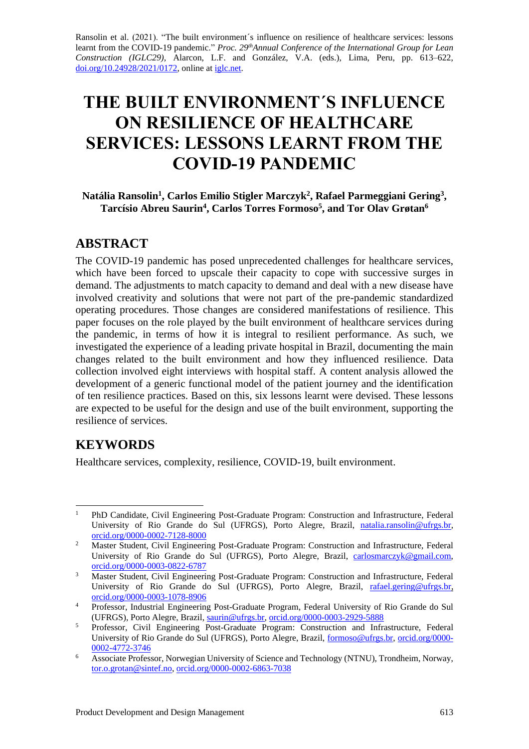Ransolin et al. (2021). "The built environment´s influence on resilience of healthcare services: lessons learnt from the COVID-19 pandemic." *Proc. 29th Annual Conference of the International Group for Lean Construction (IGLC29),* Alarcon, L.F. and González, V.A. (eds.), Lima, Peru, pp. 613–622, doi.org/10.24928/2021/0172, online at iglc.net.

# THE BUILT ENVIRONMENT´S INFLUENCE ON RESILIENCE OF HEALTHCARE SERVICES: LESSONS LEARNT FROM THE COVID-19 PANDEMIC

**Natália Ransolin[1], Carlos Emilio Stigler Marczyk[2], Rafael Parmeggiani Gering[3], Tarcísio Abreu Saurin[4], Carlos Torres Formoso[5], and Tor Olav Grøtan[6]**

## ABSTRACT

The COVID-19 pandemic has posed unprecedented challenges for healthcare services, which have been forced to upscale their capacity to cope with successive surges in demand. The adjustments to match capacity to demand and deal with a new disease have involved creativity and solutions that were not part of the pre-pandemic standardized operating procedures. Those changes are considered manifestations of resilience. This paper focuses on the role played by the built environment of healthcare services during the pandemic, in terms of how it is integral to resilient performance. As such, we investigated the experience of a leading private hospital in Brazil, documenting the main changes related to the built environment and how they influenced resilience. Data collection involved eight interviews with hospital staff. A content analysis allowed the development of a generic functional model of the patient journey and the identification of ten resilience practices. Based on this, six lessons learnt were devised. These lessons are expected to be useful for the design and use of the built environment, supporting the resilience of services.

## KEYWORDS

Healthcare services, complexity, resilience, COVID-19, built environment.

---

[1] PhD Candidate, Civil Engineering Post-Graduate Program: Construction and Infrastructure, Federal University of Rio Grande do Sul (UFRGS), Porto Alegre, Brazil, natalia.ransolin@ufrgs.br, orcid.org/0000-0002-7128-8000

[2] Master Student, Civil Engineering Post-Graduate Program: Construction and Infrastructure, Federal University of Rio Grande do Sul (UFRGS), Porto Alegre, Brazil, carlosmarczyk@gmail.com, orcid.org/0000-0003-0822-6787

[3] Master Student, Civil Engineering Post-Graduate Program: Construction and Infrastructure, Federal University of Rio Grande do Sul (UFRGS), Porto Alegre, Brazil, rafael.gering@ufrgs.br, orcid.org/0000-0003-1078-8906

[4] Professor, Industrial Engineering Post-Graduate Program, Federal University of Rio Grande do Sul (UFRGS), Porto Alegre, Brazil, saurin@ufrgs.br, orcid.org/0000-0003-2929-5888

[5] Professor, Civil Engineering Post-Graduate Program: Construction and Infrastructure, Federal University of Rio Grande do Sul (UFRGS), Porto Alegre, Brazil, formoso@ufrgs.br, orcid.org/0000-0002-4772-3746

[6] Associate Professor, Norwegian University of Science and Technology (NTNU), Trondheim, Norway, tor.o.grotan@sintef.no, orcid.org/0000-0002-6863-7038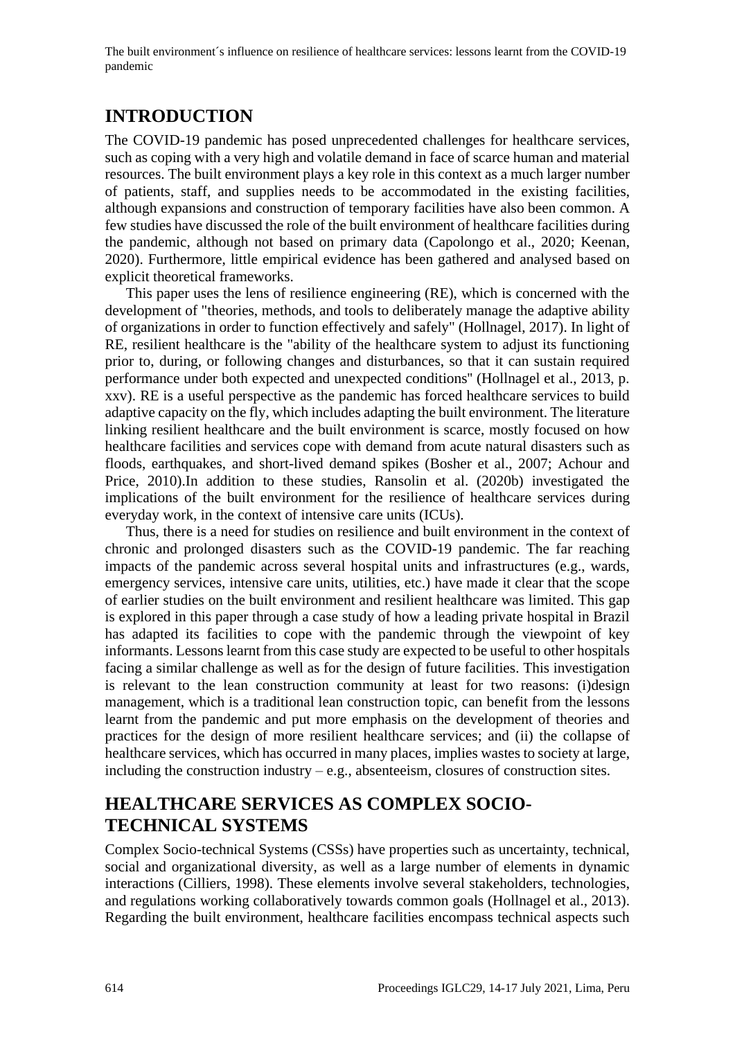## INTRODUCTION

The COVID-19 pandemic has posed unprecedented challenges for healthcare services, such as coping with a very high and volatile demand in face of scarce human and material resources. The built environment plays a key role in this context as a much larger number of patients, staff, and supplies needs to be accommodated in the existing facilities, although expansions and construction of temporary facilities have also been common. A few studies have discussed the role of the built environment of healthcare facilities during the pandemic, although not based on primary data (Capolongo et al., 2020; Keenan, 2020). Furthermore, little empirical evidence has been gathered and analysed based on explicit theoretical frameworks.

This paper uses the lens of resilience engineering (RE), which is concerned with the development of "theories, methods, and tools to deliberately manage the adaptive ability of organizations in order to function effectively and safely" (Hollnagel, 2017). In light of RE, resilient healthcare is the "ability of the healthcare system to adjust its functioning prior to, during, or following changes and disturbances, so that it can sustain required performance under both expected and unexpected conditions" (Hollnagel et al., 2013, p. xxv). RE is a useful perspective as the pandemic has forced healthcare services to build adaptive capacity on the fly, which includes adapting the built environment. The literature linking resilient healthcare and the built environment is scarce, mostly focused on how healthcare facilities and services cope with demand from acute natural disasters such as floods, earthquakes, and short-lived demand spikes (Bosher et al., 2007; Achour and Price, 2010).In addition to these studies, Ransolin et al. (2020b) investigated the implications of the built environment for the resilience of healthcare services during everyday work, in the context of intensive care units (ICUs).

Thus, there is a need for studies on resilience and built environment in the context of chronic and prolonged disasters such as the COVID-19 pandemic. The far reaching impacts of the pandemic across several hospital units and infrastructures (e.g., wards, emergency services, intensive care units, utilities, etc.) have made it clear that the scope of earlier studies on the built environment and resilient healthcare was limited. This gap is explored in this paper through a case study of how a leading private hospital in Brazil has adapted its facilities to cope with the pandemic through the viewpoint of key informants. Lessons learnt from this case study are expected to be useful to other hospitals facing a similar challenge as well as for the design of future facilities. This investigation is relevant to the lean construction community at least for two reasons: (i)design management, which is a traditional lean construction topic, can benefit from the lessons learnt from the pandemic and put more emphasis on the development of theories and practices for the design of more resilient healthcare services; and (ii) the collapse of healthcare services, which has occurred in many places, implies wastes to society at large, including the construction industry – e.g., absenteeism, closures of construction sites.

## HEALTHCARE SERVICES AS COMPLEX SOCIO-TECHNICAL SYSTEMS

Complex Socio-technical Systems (CSSs) have properties such as uncertainty, technical, social and organizational diversity, as well as a large number of elements in dynamic interactions (Cilliers, 1998). These elements involve several stakeholders, technologies, and regulations working collaboratively towards common goals (Hollnagel et al., 2013). Regarding the built environment, healthcare facilities encompass technical aspects such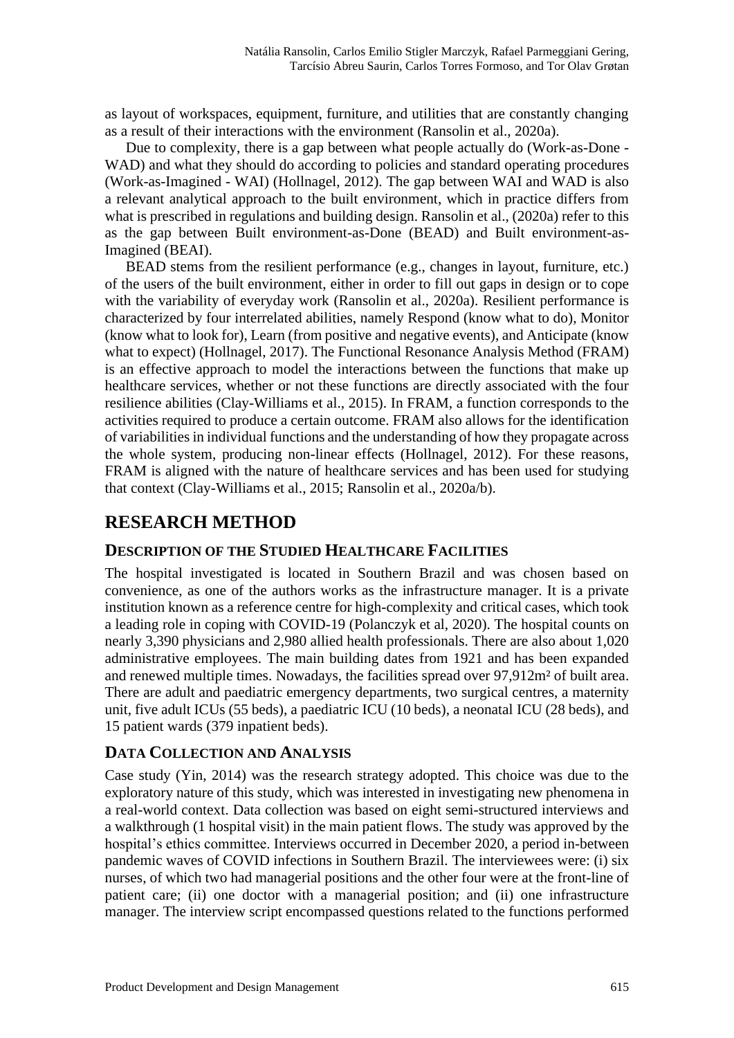as layout of workspaces, equipment, furniture, and utilities that are constantly changing as a result of their interactions with the environment (Ransolin et al., 2020a).

Due to complexity, there is a gap between what people actually do (Work-as-Done - WAD) and what they should do according to policies and standard operating procedures (Work-as-Imagined - WAI) (Hollnagel, 2012). The gap between WAI and WAD is also a relevant analytical approach to the built environment, which in practice differs from what is prescribed in regulations and building design. Ransolin et al., (2020a) refer to this as the gap between Built environment-as-Done (BEAD) and Built environment-as-Imagined (BEAI).

BEAD stems from the resilient performance (e.g., changes in layout, furniture, etc.) of the users of the built environment, either in order to fill out gaps in design or to cope with the variability of everyday work (Ransolin et al., 2020a). Resilient performance is characterized by four interrelated abilities, namely Respond (know what to do), Monitor (know what to look for), Learn (from positive and negative events), and Anticipate (know what to expect) (Hollnagel, 2017). The Functional Resonance Analysis Method (FRAM) is an effective approach to model the interactions between the functions that make up healthcare services, whether or not these functions are directly associated with the four resilience abilities (Clay-Williams et al., 2015). In FRAM, a function corresponds to the activities required to produce a certain outcome. FRAM also allows for the identification of variabilities in individual functions and the understanding of how they propagate across the whole system, producing non-linear effects (Hollnagel, 2012). For these reasons, FRAM is aligned with the nature of healthcare services and has been used for studying that context (Clay-Williams et al., 2015; Ransolin et al., 2020a/b).

# RESEARCH METHOD

## DESCRIPTION OF THE STUDIED HEALTHCARE FACILITIES

The hospital investigated is located in Southern Brazil and was chosen based on convenience, as one of the authors works as the infrastructure manager. It is a private institution known as a reference centre for high-complexity and critical cases, which took a leading role in coping with COVID-19 (Polanczyk et al, 2020). The hospital counts on nearly 3,390 physicians and 2,980 allied health professionals. There are also about 1,020 administrative employees. The main building dates from 1921 and has been expanded and renewed multiple times. Nowadays, the facilities spread over 97,912m² of built area. There are adult and paediatric emergency departments, two surgical centres, a maternity unit, five adult ICUs (55 beds), a paediatric ICU (10 beds), a neonatal ICU (28 beds), and 15 patient wards (379 inpatient beds).

## DATA COLLECTION AND ANALYSIS

Case study (Yin, 2014) was the research strategy adopted. This choice was due to the exploratory nature of this study, which was interested in investigating new phenomena in a real-world context. Data collection was based on eight semi-structured interviews and a walkthrough (1 hospital visit) in the main patient flows. The study was approved by the hospital's ethics committee. Interviews occurred in December 2020, a period in-between pandemic waves of COVID infections in Southern Brazil. The interviewees were: (i) six nurses, of which two had managerial positions and the other four were at the front-line of patient care; (ii) one doctor with a managerial position; and (ii) one infrastructure manager. The interview script encompassed questions related to the functions performed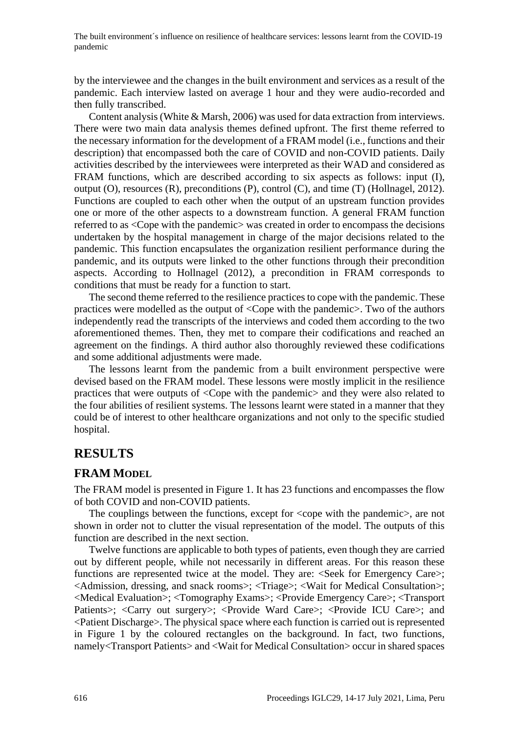by the interviewee and the changes in the built environment and services as a result of the pandemic. Each interview lasted on average 1 hour and they were audio-recorded and then fully transcribed.

Content analysis (White & Marsh, 2006) was used for data extraction from interviews. There were two main data analysis themes defined upfront. The first theme referred to the necessary information for the development of a FRAM model (i.e., functions and their description) that encompassed both the care of COVID and non-COVID patients. Daily activities described by the interviewees were interpreted as their WAD and considered as FRAM functions, which are described according to six aspects as follows: input (I), output (O), resources (R), preconditions (P), control (C), and time (T) (Hollnagel, 2012). Functions are coupled to each other when the output of an upstream function provides one or more of the other aspects to a downstream function. A general FRAM function referred to as <Cope with the pandemic> was created in order to encompass the decisions undertaken by the hospital management in charge of the major decisions related to the pandemic. This function encapsulates the organization resilient performance during the pandemic, and its outputs were linked to the other functions through their precondition aspects. According to Hollnagel (2012), a precondition in FRAM corresponds to conditions that must be ready for a function to start.

The second theme referred to the resilience practices to cope with the pandemic. These practices were modelled as the output of <Cope with the pandemic>. Two of the authors independently read the transcripts of the interviews and coded them according to the two aforementioned themes. Then, they met to compare their codifications and reached an agreement on the findings. A third author also thoroughly reviewed these codifications and some additional adjustments were made.

The lessons learnt from the pandemic from a built environment perspective were devised based on the FRAM model. These lessons were mostly implicit in the resilience practices that were outputs of <Cope with the pandemic> and they were also related to the four abilities of resilient systems. The lessons learnt were stated in a manner that they could be of interest to other healthcare organizations and not only to the specific studied hospital.

# RESULTS

## FRAM MODEL

The FRAM model is presented in Figure 1. It has 23 functions and encompasses the flow of both COVID and non-COVID patients.

The couplings between the functions, except for <cope with the pandemic>, are not shown in order not to clutter the visual representation of the model. The outputs of this function are described in the next section.

Twelve functions are applicable to both types of patients, even though they are carried out by different people, while not necessarily in different areas. For this reason these functions are represented twice at the model. They are: <Seek for Emergency Care>; <Admission, dressing, and snack rooms>; <Triage>; <Wait for Medical Consultation>; <Medical Evaluation>; <Tomography Exams>; <Provide Emergency Care>; <Transport Patients>; <Carry out surgery>; <Provide Ward Care>; <Provide ICU Care>; and <Patient Discharge>. The physical space where each function is carried out is represented in Figure 1 by the coloured rectangles on the background. In fact, two functions, namely<Transport Patients> and <Wait for Medical Consultation> occur in shared spaces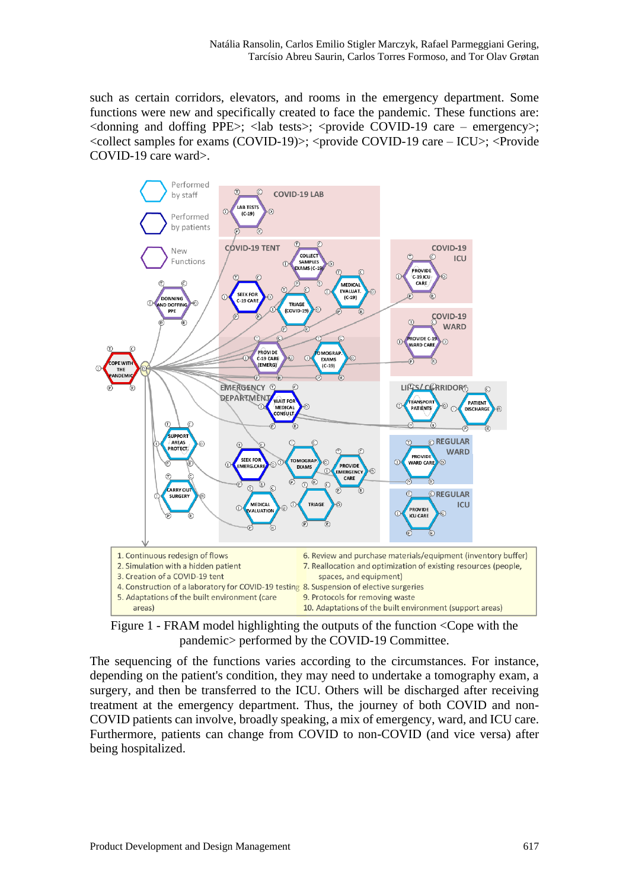such as certain corridors, elevators, and rooms in the emergency department. Some functions were new and specifically created to face the pandemic. These functions are: <donning and doffing PPE>; <lab tests>; <provide COVID-19 care – emergency>; <collect samples for exams (COVID-19)>; <provide COVID-19 care – ICU>; <Provide COVID-19 care ward>.

Figure 1 - FRAM model highlighting the outputs of the function <Cope with the pandemic> performed by the COVID-19 Committee.

The sequencing of the functions varies according to the circumstances. For instance, depending on the patient's condition, they may need to undertake a tomography exam, a surgery, and then be transferred to the ICU. Others will be discharged after receiving treatment at the emergency department. Thus, the journey of both COVID and non-COVID patients can involve, broadly speaking, a mix of emergency, ward, and ICU care. Furthermore, patients can change from COVID to non-COVID (and vice versa) after being hospitalized.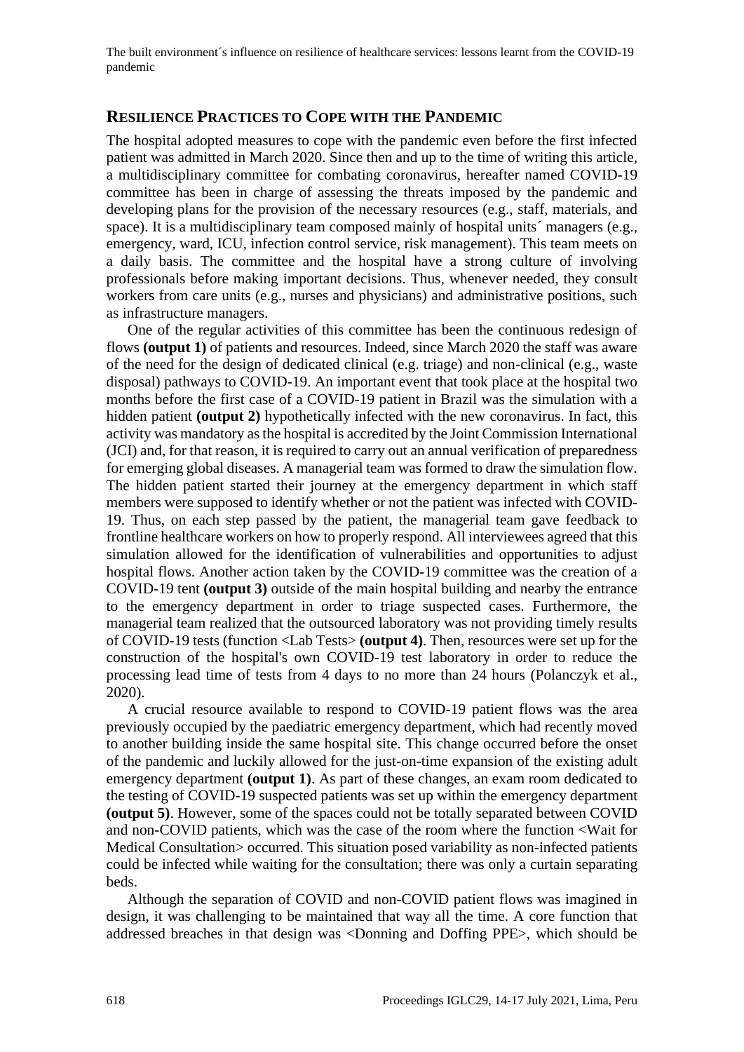## RESILIENCE PRACTICES TO COPE WITH THE PANDEMIC

The hospital adopted measures to cope with the pandemic even before the first infected patient was admitted in March 2020. Since then and up to the time of writing this article, a multidisciplinary committee for combating coronavirus, hereafter named COVID-19 committee has been in charge of assessing the threats imposed by the pandemic and developing plans for the provision of the necessary resources (e.g., staff, materials, and space). It is a multidisciplinary team composed mainly of hospital units´ managers (e.g., emergency, ward, ICU, infection control service, risk management). This team meets on a daily basis. The committee and the hospital have a strong culture of involving professionals before making important decisions. Thus, whenever needed, they consult workers from care units (e.g., nurses and physicians) and administrative positions, such as infrastructure managers.

One of the regular activities of this committee has been the continuous redesign of flows **(output 1)** of patients and resources. Indeed, since March 2020 the staff was aware of the need for the design of dedicated clinical (e.g. triage) and non-clinical (e.g., waste disposal) pathways to COVID-19. An important event that took place at the hospital two months before the first case of a COVID-19 patient in Brazil was the simulation with a hidden patient **(output 2)** hypothetically infected with the new coronavirus. In fact, this activity was mandatory as the hospital is accredited by the Joint Commission International (JCI) and, for that reason, it is required to carry out an annual verification of preparedness for emerging global diseases. A managerial team was formed to draw the simulation flow. The hidden patient started their journey at the emergency department in which staff members were supposed to identify whether or not the patient was infected with COVID-19. Thus, on each step passed by the patient, the managerial team gave feedback to frontline healthcare workers on how to properly respond. All interviewees agreed that this simulation allowed for the identification of vulnerabilities and opportunities to adjust hospital flows. Another action taken by the COVID-19 committee was the creation of a COVID-19 tent **(output 3)** outside of the main hospital building and nearby the entrance to the emergency department in order to triage suspected cases. Furthermore, the managerial team realized that the outsourced laboratory was not providing timely results of COVID-19 tests (function <Lab Tests> **(output 4)**. Then, resources were set up for the construction of the hospital's own COVID-19 test laboratory in order to reduce the processing lead time of tests from 4 days to no more than 24 hours (Polanczyk et al., 2020).

A crucial resource available to respond to COVID-19 patient flows was the area previously occupied by the paediatric emergency department, which had recently moved to another building inside the same hospital site. This change occurred before the onset of the pandemic and luckily allowed for the just-on-time expansion of the existing adult emergency department **(output 1)**. As part of these changes, an exam room dedicated to the testing of COVID-19 suspected patients was set up within the emergency department **(output 5)**. However, some of the spaces could not be totally separated between COVID and non-COVID patients, which was the case of the room where the function <Wait for Medical Consultation> occurred. This situation posed variability as non-infected patients could be infected while waiting for the consultation; there was only a curtain separating beds.

Although the separation of COVID and non-COVID patient flows was imagined in design, it was challenging to be maintained that way all the time. A core function that addressed breaches in that design was <Donning and Doffing PPE>, which should be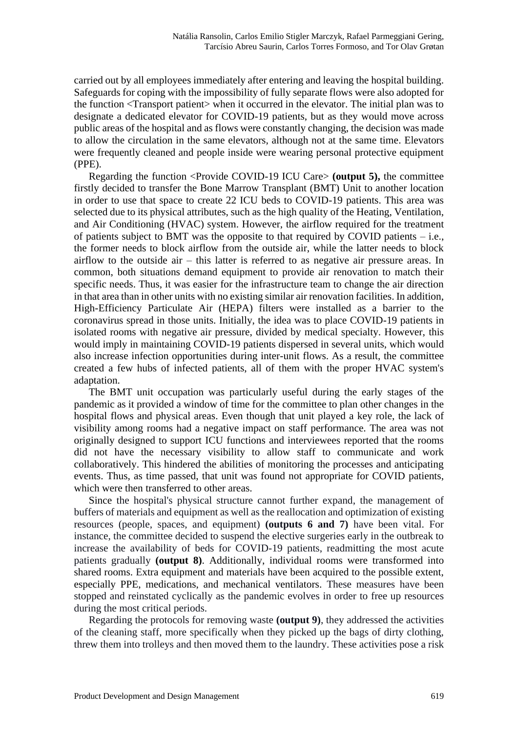carried out by all employees immediately after entering and leaving the hospital building. Safeguards for coping with the impossibility of fully separate flows were also adopted for the function <Transport patient> when it occurred in the elevator. The initial plan was to designate a dedicated elevator for COVID-19 patients, but as they would move across public areas of the hospital and as flows were constantly changing, the decision was made to allow the circulation in the same elevators, although not at the same time. Elevators were frequently cleaned and people inside were wearing personal protective equipment (PPE).

Regarding the function <Provide COVID-19 ICU Care> **(output 5),** the committee firstly decided to transfer the Bone Marrow Transplant (BMT) Unit to another location in order to use that space to create 22 ICU beds to COVID-19 patients. This area was selected due to its physical attributes, such as the high quality of the Heating, Ventilation, and Air Conditioning (HVAC) system. However, the airflow required for the treatment of patients subject to BMT was the opposite to that required by COVID patients – i.e., the former needs to block airflow from the outside air, while the latter needs to block airflow to the outside air – this latter is referred to as negative air pressure areas. In common, both situations demand equipment to provide air renovation to match their specific needs. Thus, it was easier for the infrastructure team to change the air direction in that area than in other units with no existing similar air renovation facilities. In addition, High-Efficiency Particulate Air (HEPA) filters were installed as a barrier to the coronavirus spread in those units. Initially, the idea was to place COVID-19 patients in isolated rooms with negative air pressure, divided by medical specialty. However, this would imply in maintaining COVID-19 patients dispersed in several units, which would also increase infection opportunities during inter-unit flows. As a result, the committee created a few hubs of infected patients, all of them with the proper HVAC system's adaptation.

The BMT unit occupation was particularly useful during the early stages of the pandemic as it provided a window of time for the committee to plan other changes in the hospital flows and physical areas. Even though that unit played a key role, the lack of visibility among rooms had a negative impact on staff performance. The area was not originally designed to support ICU functions and interviewees reported that the rooms did not have the necessary visibility to allow staff to communicate and work collaboratively. This hindered the abilities of monitoring the processes and anticipating events. Thus, as time passed, that unit was found not appropriate for COVID patients, which were then transferred to other areas.

Since the hospital's physical structure cannot further expand, the management of buffers of materials and equipment as well as the reallocation and optimization of existing resources (people, spaces, and equipment) **(outputs 6 and 7)** have been vital. For instance, the committee decided to suspend the elective surgeries early in the outbreak to increase the availability of beds for COVID-19 patients, readmitting the most acute patients gradually **(output 8)**. Additionally, individual rooms were transformed into shared rooms. Extra equipment and materials have been acquired to the possible extent, especially PPE, medications, and mechanical ventilators. These measures have been stopped and reinstated cyclically as the pandemic evolves in order to free up resources during the most critical periods.

Regarding the protocols for removing waste **(output 9)**, they addressed the activities of the cleaning staff, more specifically when they picked up the bags of dirty clothing, threw them into trolleys and then moved them to the laundry. These activities pose a risk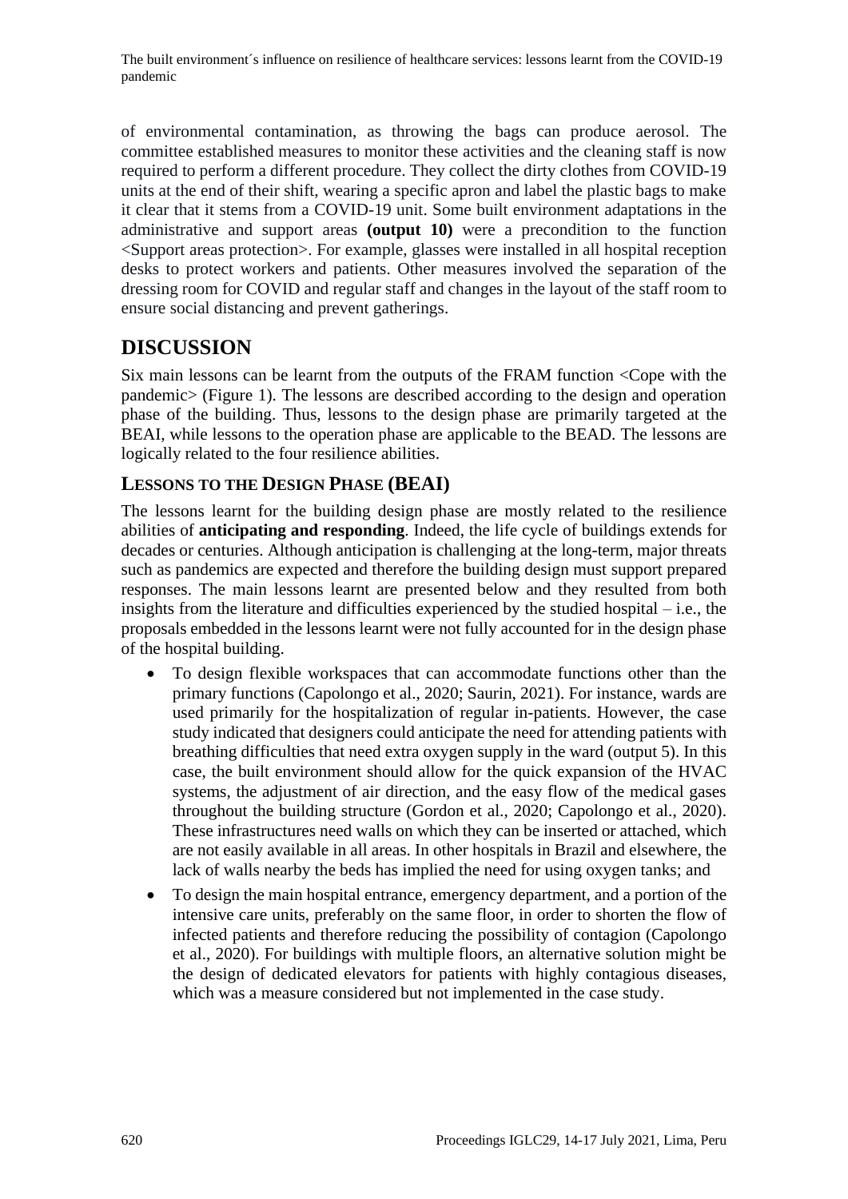of environmental contamination, as throwing the bags can produce aerosol. The committee established measures to monitor these activities and the cleaning staff is now required to perform a different procedure. They collect the dirty clothes from COVID-19 units at the end of their shift, wearing a specific apron and label the plastic bags to make it clear that it stems from a COVID-19 unit. Some built environment adaptations in the administrative and support areas **(output 10)** were a precondition to the function <Support areas protection>. For example, glasses were installed in all hospital reception desks to protect workers and patients. Other measures involved the separation of the dressing room for COVID and regular staff and changes in the layout of the staff room to ensure social distancing and prevent gatherings.

# DISCUSSION

Six main lessons can be learnt from the outputs of the FRAM function <Cope with the pandemic> (Figure 1). The lessons are described according to the design and operation phase of the building. Thus, lessons to the design phase are primarily targeted at the BEAI, while lessons to the operation phase are applicable to the BEAD. The lessons are logically related to the four resilience abilities.

## LESSONS TO THE DESIGN PHASE (BEAI)

The lessons learnt for the building design phase are mostly related to the resilience abilities of **anticipating and responding**. Indeed, the life cycle of buildings extends for decades or centuries. Although anticipation is challenging at the long-term, major threats such as pandemics are expected and therefore the building design must support prepared responses. The main lessons learnt are presented below and they resulted from both insights from the literature and difficulties experienced by the studied hospital – i.e., the proposals embedded in the lessons learnt were not fully accounted for in the design phase of the hospital building.

- To design flexible workspaces that can accommodate functions other than the primary functions (Capolongo et al., 2020; Saurin, 2021). For instance, wards are used primarily for the hospitalization of regular in-patients. However, the case study indicated that designers could anticipate the need for attending patients with breathing difficulties that need extra oxygen supply in the ward (output 5). In this case, the built environment should allow for the quick expansion of the HVAC systems, the adjustment of air direction, and the easy flow of the medical gases throughout the building structure (Gordon et al., 2020; Capolongo et al., 2020). These infrastructures need walls on which they can be inserted or attached, which are not easily available in all areas. In other hospitals in Brazil and elsewhere, the lack of walls nearby the beds has implied the need for using oxygen tanks; and
- To design the main hospital entrance, emergency department, and a portion of the intensive care units, preferably on the same floor, in order to shorten the flow of infected patients and therefore reducing the possibility of contagion (Capolongo et al., 2020). For buildings with multiple floors, an alternative solution might be the design of dedicated elevators for patients with highly contagious diseases, which was a measure considered but not implemented in the case study.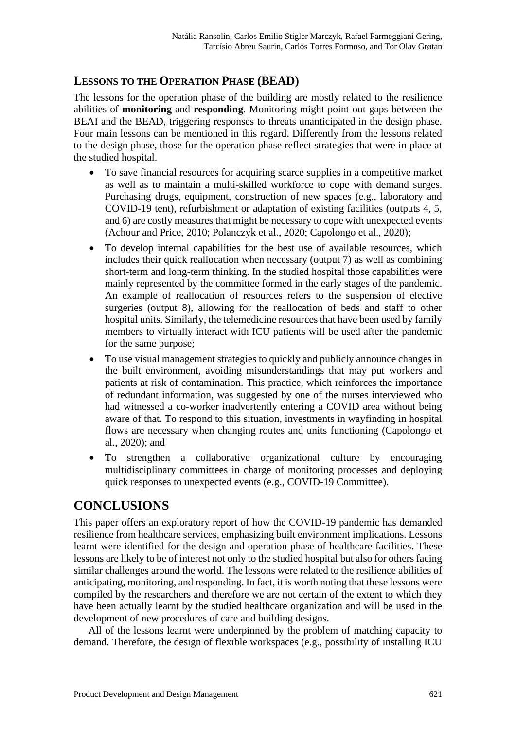### Lessons to the Operation Phase (BEAD)

The lessons for the operation phase of the building are mostly related to the resilience abilities of **monitoring** and **responding**. Monitoring might point out gaps between the BEAI and the BEAD, triggering responses to threats unanticipated in the design phase. Four main lessons can be mentioned in this regard. Differently from the lessons related to the design phase, those for the operation phase reflect strategies that were in place at the studied hospital.

- To save financial resources for acquiring scarce supplies in a competitive market as well as to maintain a multi-skilled workforce to cope with demand surges. Purchasing drugs, equipment, construction of new spaces (e.g., laboratory and COVID-19 tent), refurbishment or adaptation of existing facilities (outputs 4, 5, and 6) are costly measures that might be necessary to cope with unexpected events (Achour and Price, 2010; Polanczyk et al., 2020; Capolongo et al., 2020);
- To develop internal capabilities for the best use of available resources, which includes their quick reallocation when necessary (output 7) as well as combining short-term and long-term thinking. In the studied hospital those capabilities were mainly represented by the committee formed in the early stages of the pandemic. An example of reallocation of resources refers to the suspension of elective surgeries (output 8), allowing for the reallocation of beds and staff to other hospital units. Similarly, the telemedicine resources that have been used by family members to virtually interact with ICU patients will be used after the pandemic for the same purpose;
- To use visual management strategies to quickly and publicly announce changes in the built environment, avoiding misunderstandings that may put workers and patients at risk of contamination. This practice, which reinforces the importance of redundant information, was suggested by one of the nurses interviewed who had witnessed a co-worker inadvertently entering a COVID area without being aware of that. To respond to this situation, investments in wayfinding in hospital flows are necessary when changing routes and units functioning (Capolongo et al., 2020); and
- To strengthen a collaborative organizational culture by encouraging multidisciplinary committees in charge of monitoring processes and deploying quick responses to unexpected events (e.g., COVID-19 Committee).

## CONCLUSIONS

This paper offers an exploratory report of how the COVID-19 pandemic has demanded resilience from healthcare services, emphasizing built environment implications. Lessons learnt were identified for the design and operation phase of healthcare facilities. These lessons are likely to be of interest not only to the studied hospital but also for others facing similar challenges around the world. The lessons were related to the resilience abilities of anticipating, monitoring, and responding. In fact, it is worth noting that these lessons were compiled by the researchers and therefore we are not certain of the extent to which they have been actually learnt by the studied healthcare organization and will be used in the development of new procedures of care and building designs.

All of the lessons learnt were underpinned by the problem of matching capacity to demand. Therefore, the design of flexible workspaces (e.g., possibility of installing ICU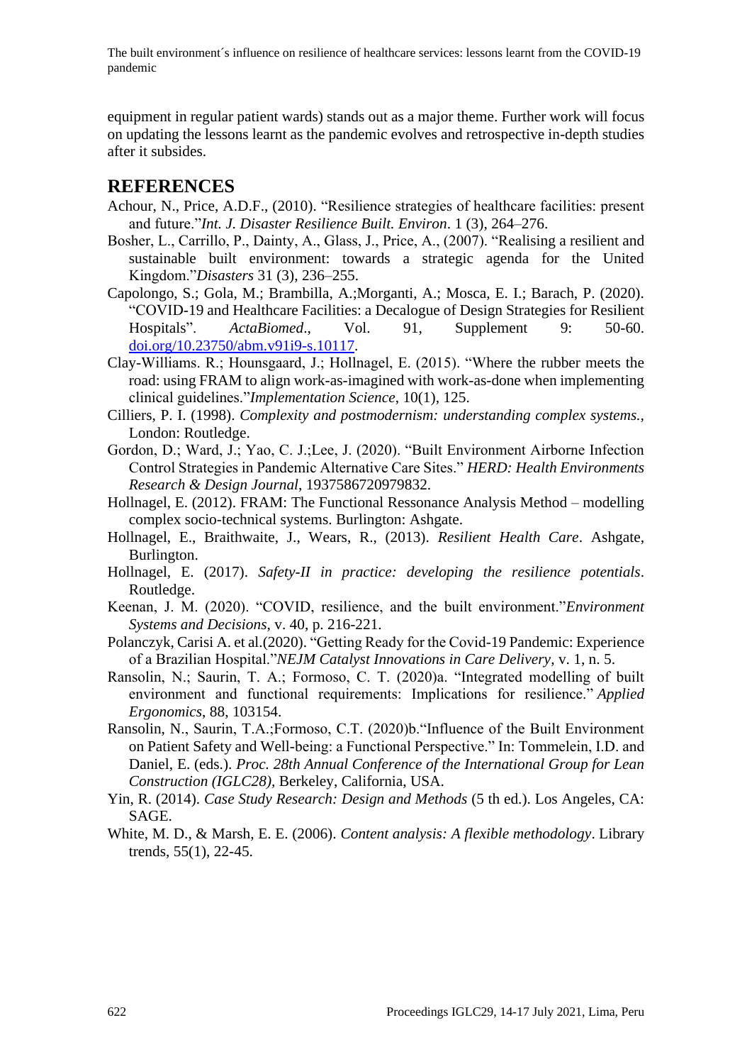equipment in regular patient wards) stands out as a major theme. Further work will focus on updating the lessons learnt as the pandemic evolves and retrospective in-depth studies after it subsides.

## REFERENCES

Achour, N., Price, A.D.F., (2010). "Resilience strategies of healthcare facilities: present and future."*Int. J. Disaster Resilience Built. Environ*. 1 (3), 264–276.

Bosher, L., Carrillo, P., Dainty, A., Glass, J., Price, A., (2007). "Realising a resilient and sustainable built environment: towards a strategic agenda for the United Kingdom."*Disasters* 31 (3), 236–255.

Capolongo, S.; Gola, M.; Brambilla, A.;Morganti, A.; Mosca, E. I.; Barach, P. (2020). "COVID-19 and Healthcare Facilities: a Decalogue of Design Strategies for Resilient Hospitals". *ActaBiomed*., Vol. 91, Supplement 9: 50-60. doi.org/10.23750/abm.v91i9-s.10117.

Clay-Williams. R.; Hounsgaard, J.; Hollnagel, E. (2015). "Where the rubber meets the road: using FRAM to align work-as-imagined with work-as-done when implementing clinical guidelines."*Implementation Science*, 10(1), 125.

Cilliers, P. I. (1998). *Complexity and postmodernism: understanding complex systems.*, London: Routledge.

Gordon, D.; Ward, J.; Yao, C. J.;Lee, J. (2020). "Built Environment Airborne Infection Control Strategies in Pandemic Alternative Care Sites." *HERD: Health Environments Research & Design Journal*, 1937586720979832.

Hollnagel, E. (2012). FRAM: The Functional Ressonance Analysis Method – modelling complex socio-technical systems. Burlington: Ashgate.

Hollnagel, E., Braithwaite, J., Wears, R., (2013). *Resilient Health Care*. Ashgate, Burlington.

Hollnagel, E. (2017). *Safety-II in practice: developing the resilience potentials*. Routledge.

Keenan, J. M. (2020). "COVID, resilience, and the built environment."*Environment Systems and Decisions*, v. 40, p. 216-221.

Polanczyk, Carisi A. et al.(2020). "Getting Ready for the Covid-19 Pandemic: Experience of a Brazilian Hospital."*NEJM Catalyst Innovations in Care Delivery*, v. 1, n. 5.

Ransolin, N.; Saurin, T. A.; Formoso, C. T. (2020)a. "Integrated modelling of built environment and functional requirements: Implications for resilience." *Applied Ergonomics*, 88, 103154.

Ransolin, N., Saurin, T.A.;Formoso, C.T. (2020)b."Influence of the Built Environment on Patient Safety and Well-being: a Functional Perspective." In: Tommelein, I.D. and Daniel, E. (eds.). *Proc. 28th Annual Conference of the International Group for Lean Construction (IGLC28),* Berkeley, California, USA.

Yin, R. (2014). *Case Study Research: Design and Methods* (5 th ed.). Los Angeles, CA: SAGE.

White, M. D., & Marsh, E. E. (2006). *Content analysis: A flexible methodology*. Library trends, 55(1), 22-45.